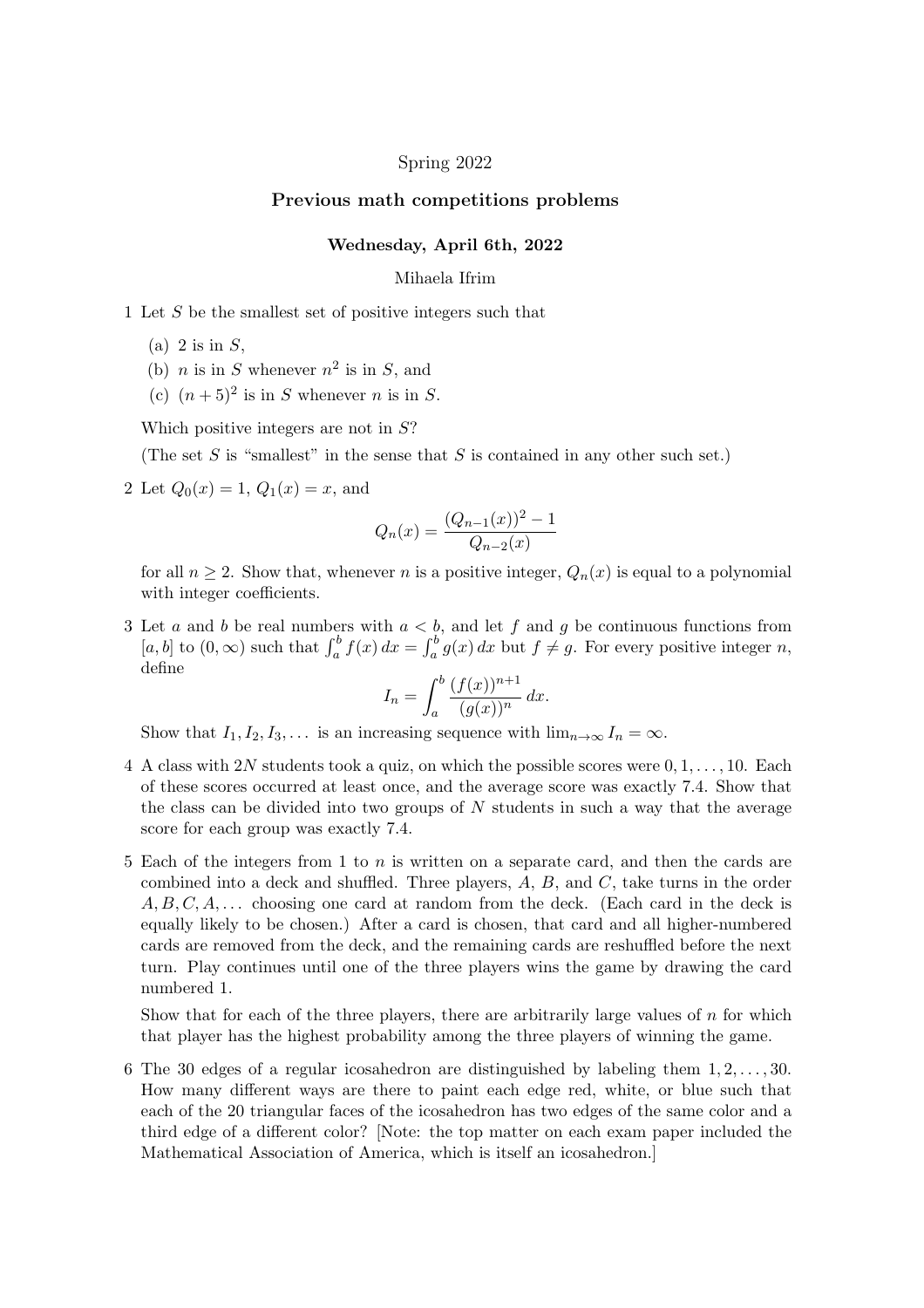Spring 2022

## Previous math competitions problems

**Wednesday, April 6th, 2022**

Mihaela Ifrim

1 Let $S$ be the smallest set of positive integers such that

   (a) 2 is in $S$,

   (b) $n$ is in $S$ whenever $n^2$ is in $S$, and

   (c) $(n+5)^2$ is in $S$ whenever $n$ is in $S$.

   Which positive integers are not in $S$?

   (The set $S$ is "smallest" in the sense that $S$ is contained in any other such set.)

2 Let $Q_0(x) = 1$, $Q_1(x) = x$, and

$$Q_n(x) = \frac{(Q_{n-1}(x))^2 - 1}{Q_{n-2}(x)}$$

   for all $n \geq 2$. Show that, whenever $n$ is a positive integer, $Q_n(x)$ is equal to a polynomial with integer coefficients.

3 Let $a$ and $b$ be real numbers with $a < b$, and let $f$ and $g$ be continuous functions from $[a, b]$ to $(0, \infty)$ such that $\int_a^b f(x)\,dx = \int_a^b g(x)\,dx$ but $f \neq g$. For every positive integer $n$, define

$$I_n = \int_a^b \frac{(f(x))^{n+1}}{(g(x))^n}\,dx.$$

   Show that $I_1, I_2, I_3, \ldots$ is an increasing sequence with $\lim_{n\to\infty} I_n = \infty$.

4 A class with $2N$ students took a quiz, on which the possible scores were $0, 1, \ldots, 10$. Each of these scores occurred at least once, and the average score was exactly 7.4. Show that the class can be divided into two groups of $N$ students in such a way that the average score for each group was exactly 7.4.

5 Each of the integers from 1 to $n$ is written on a separate card, and then the cards are combined into a deck and shuffled. Three players, $A$, $B$, and $C$, take turns in the order $A, B, C, A, \ldots$ choosing one card at random from the deck. (Each card in the deck is equally likely to be chosen.) After a card is chosen, that card and all higher-numbered cards are removed from the deck, and the remaining cards are reshuffled before the next turn. Play continues until one of the three players wins the game by drawing the card numbered 1.

   Show that for each of the three players, there are arbitrarily large values of $n$ for which that player has the highest probability among the three players of winning the game.

6 The 30 edges of a regular icosahedron are distinguished by labeling them $1, 2, \ldots, 30$. How many different ways are there to paint each edge red, white, or blue such that each of the 20 triangular faces of the icosahedron has two edges of the same color and a third edge of a different color? [Note: the top matter on each exam paper included the Mathematical Association of America, which is itself an icosahedron.]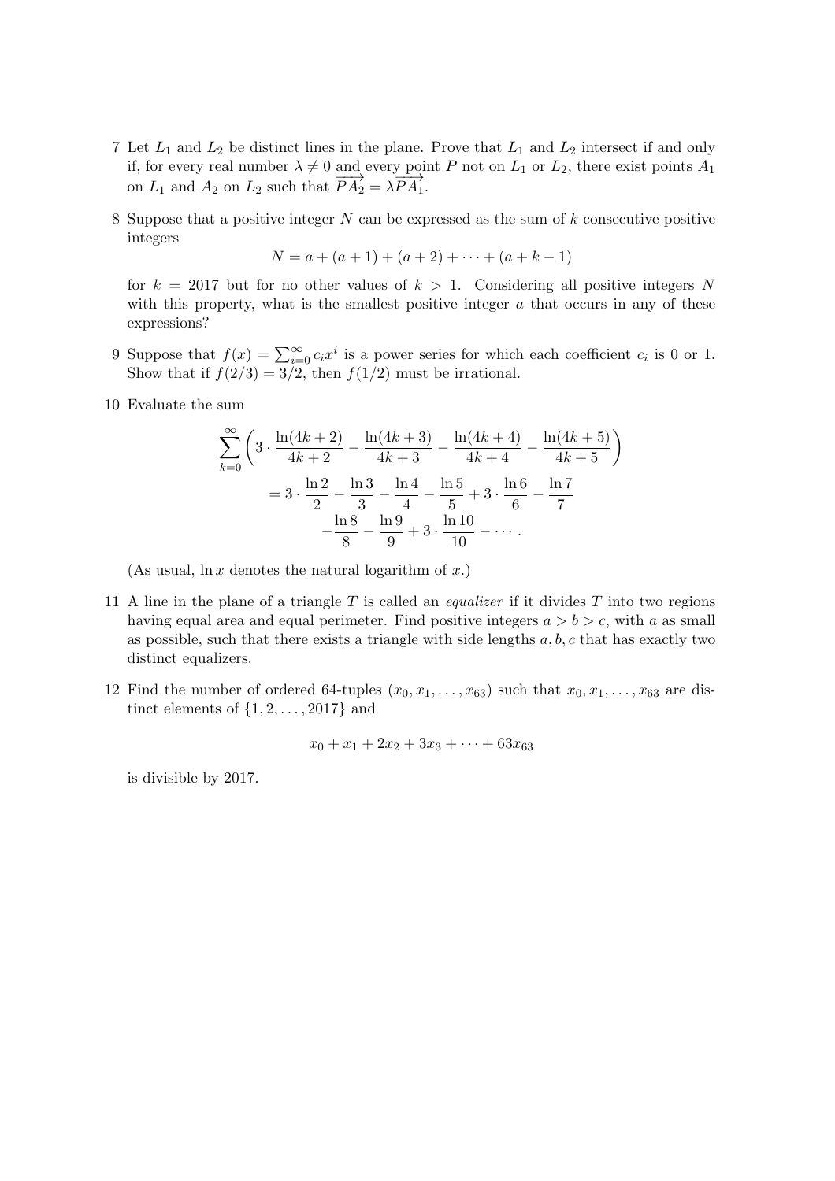7 Let $L_1$ and $L_2$ be distinct lines in the plane. Prove that $L_1$ and $L_2$ intersect if and only if, for every real number $\lambda \neq 0$ and every point $P$ not on $L_1$ or $L_2$, there exist points $A_1$ on $L_1$ and $A_2$ on $L_2$ such that $\overrightarrow{PA_2} = \lambda \overrightarrow{PA_1}$.

8 Suppose that a positive integer $N$ can be expressed as the sum of $k$ consecutive positive integers

$$N = a + (a+1) + (a+2) + \cdots + (a+k-1)$$

for $k = 2017$ but for no other values of $k > 1$. Considering all positive integers $N$ with this property, what is the smallest positive integer $a$ that occurs in any of these expressions?

9 Suppose that $f(x) = \sum_{i=0}^{\infty} c_i x^i$ is a power series for which each coefficient $c_i$ is 0 or 1. Show that if $f(2/3) = 3/2$, then $f(1/2)$ must be irrational.

10 Evaluate the sum

$$\begin{aligned}
\sum_{k=0}^{\infty} &\left( 3 \cdot \frac{\ln(4k+2)}{4k+2} - \frac{\ln(4k+3)}{4k+3} - \frac{\ln(4k+4)}{4k+4} - \frac{\ln(4k+5)}{4k+5} \right) \\
&= 3 \cdot \frac{\ln 2}{2} - \frac{\ln 3}{3} - \frac{\ln 4}{4} - \frac{\ln 5}{5} + 3 \cdot \frac{\ln 6}{6} - \frac{\ln 7}{7} \\
&\quad - \frac{\ln 8}{8} - \frac{\ln 9}{9} + 3 \cdot \frac{\ln 10}{10} - \cdots .
\end{aligned}$$

(As usual, $\ln x$ denotes the natural logarithm of $x$.)

11 A line in the plane of a triangle $T$ is called an *equalizer* if it divides $T$ into two regions having equal area and equal perimeter. Find positive integers $a > b > c$, with $a$ as small as possible, such that there exists a triangle with side lengths $a, b, c$ that has exactly two distinct equalizers.

12 Find the number of ordered 64-tuples $(x_0, x_1, \dots, x_{63})$ such that $x_0, x_1, \dots, x_{63}$ are distinct elements of $\{1, 2, \dots, 2017\}$ and

$$x_0 + x_1 + 2x_2 + 3x_3 + \cdots + 63x_{63}$$

is divisible by 2017.